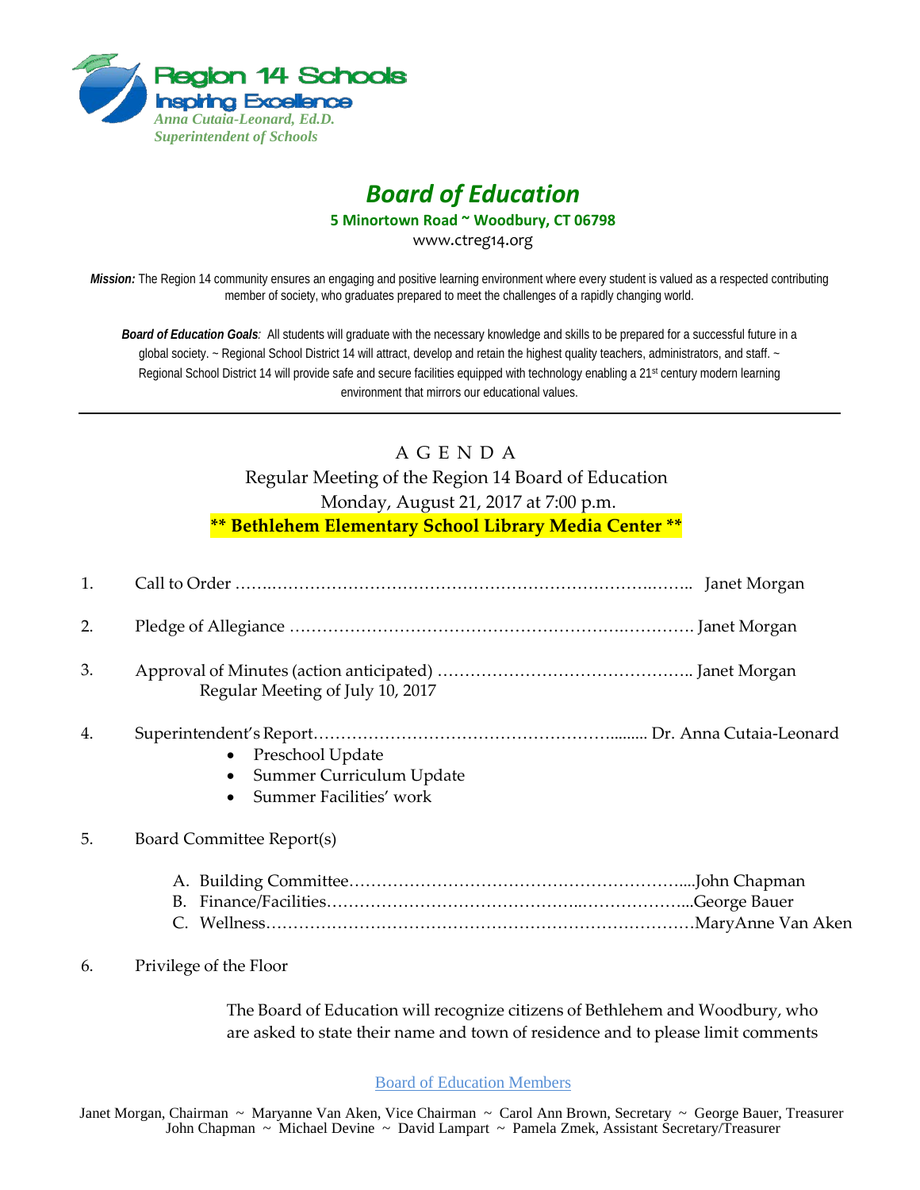Region 14 Schools
Inspiring Excellence
*Anna Cutaia-Leonard, Ed.D.*
*Superintendent of Schools*

# *Board of Education*

**5 Minortown Road ~ Woodbury, CT 06798**

www.ctreg14.org

***Mission:*** The Region 14 community ensures an engaging and positive learning environment where every student is valued as a respected contributing member of society, who graduates prepared to meet the challenges of a rapidly changing world.

***Board of Education Goals**:* All students will graduate with the necessary knowledge and skills to be prepared for a successful future in a global society. ~ Regional School District 14 will attract, develop and retain the highest quality teachers, administrators, and staff. ~ Regional School District 14 will provide safe and secure facilities equipped with technology enabling a 21st century modern learning environment that mirrors our educational values.

---

## A G E N D A

Regular Meeting of the Region 14 Board of Education
Monday, August 21, 2017 at 7:00 p.m.
**\*\* Bethlehem Elementary School Library Media Center \*\***

1. Call to Order …………………………………………………………………….. Janet Morgan

2. Pledge of Allegiance ………………………………………………………………. Janet Morgan

3. Approval of Minutes (action anticipated) ……………………………………….. Janet Morgan
   Regular Meeting of July 10, 2017

4. Superintendent's Report……………………………………………......... Dr. Anna Cutaia-Leonard
   - Preschool Update
   - Summer Curriculum Update
   - Summer Facilities' work

5. Board Committee Report(s)

   A. Building Committee……………………………………………………...John Chapman
   B. Finance/Facilities……………………………………………………...George Bauer
   C. Wellness……………………………………………………………………MaryAnne Van Aken

6. Privilege of the Floor

   The Board of Education will recognize citizens of Bethlehem and Woodbury, who are asked to state their name and town of residence and to please limit comments

Board of Education Members

Janet Morgan, Chairman ~ Maryanne Van Aken, Vice Chairman ~ Carol Ann Brown, Secretary ~ George Bauer, Treasurer
John Chapman ~ Michael Devine ~ David Lampart ~ Pamela Zmek, Assistant Secretary/Treasurer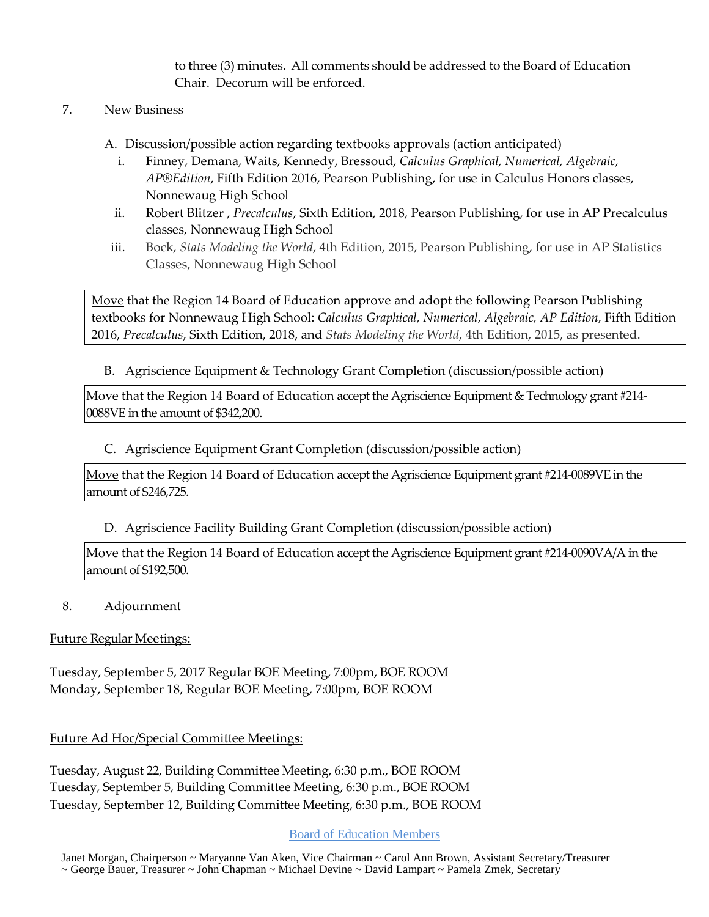to three (3) minutes. All comments should be addressed to the Board of Education Chair. Decorum will be enforced.

7. New Business

   A. Discussion/possible action regarding textbooks approvals (action anticipated)
      i. Finney, Demana, Waits, Kennedy, Bressoud, *Calculus Graphical, Numerical, Algebraic, AP®Edition*, Fifth Edition 2016, Pearson Publishing, for use in Calculus Honors classes, Nonnewaug High School
      ii. Robert Blitzer , *Precalculus*, Sixth Edition, 2018, Pearson Publishing, for use in AP Precalculus classes, Nonnewaug High School
      iii. Bock, *Stats Modeling the World*, 4th Edition, 2015, Pearson Publishing, for use in AP Statistics Classes, Nonnewaug High School

<u>Move</u> that the Region 14 Board of Education approve and adopt the following Pearson Publishing textbooks for Nonnewaug High School: *Calculus Graphical, Numerical, Algebraic, AP Edition*, Fifth Edition 2016, *Precalculus*, Sixth Edition, 2018, and *Stats Modeling the World*, 4th Edition, 2015, as presented.

   B. Agriscience Equipment & Technology Grant Completion (discussion/possible action)

<u>Move</u> that the Region 14 Board of Education accept the Agriscience Equipment & Technology grant #214-0088VE in the amount of $342,200.

   C. Agriscience Equipment Grant Completion (discussion/possible action)

<u>Move</u> that the Region 14 Board of Education accept the Agriscience Equipment grant #214-0089VE in the amount of $246,725.

   D. Agriscience Facility Building Grant Completion (discussion/possible action)

<u>Move</u> that the Region 14 Board of Education accept the Agriscience Equipment grant #214-0090VA/A in the amount of $192,500.

8. Adjournment

<u>Future Regular Meetings:</u>

Tuesday, September 5, 2017 Regular BOE Meeting, 7:00pm, BOE ROOM
Monday, September 18, Regular BOE Meeting, 7:00pm, BOE ROOM

<u>Future Ad Hoc/Special Committee Meetings:</u>

Tuesday, August 22, Building Committee Meeting, 6:30 p.m., BOE ROOM
Tuesday, September 5, Building Committee Meeting, 6:30 p.m., BOE ROOM
Tuesday, September 12, Building Committee Meeting, 6:30 p.m., BOE ROOM

Board of Education Members

Janet Morgan, Chairperson ~ Maryanne Van Aken, Vice Chairman ~ Carol Ann Brown, Assistant Secretary/Treasurer ~ George Bauer, Treasurer ~ John Chapman ~ Michael Devine ~ David Lampart ~ Pamela Zmek, Secretary